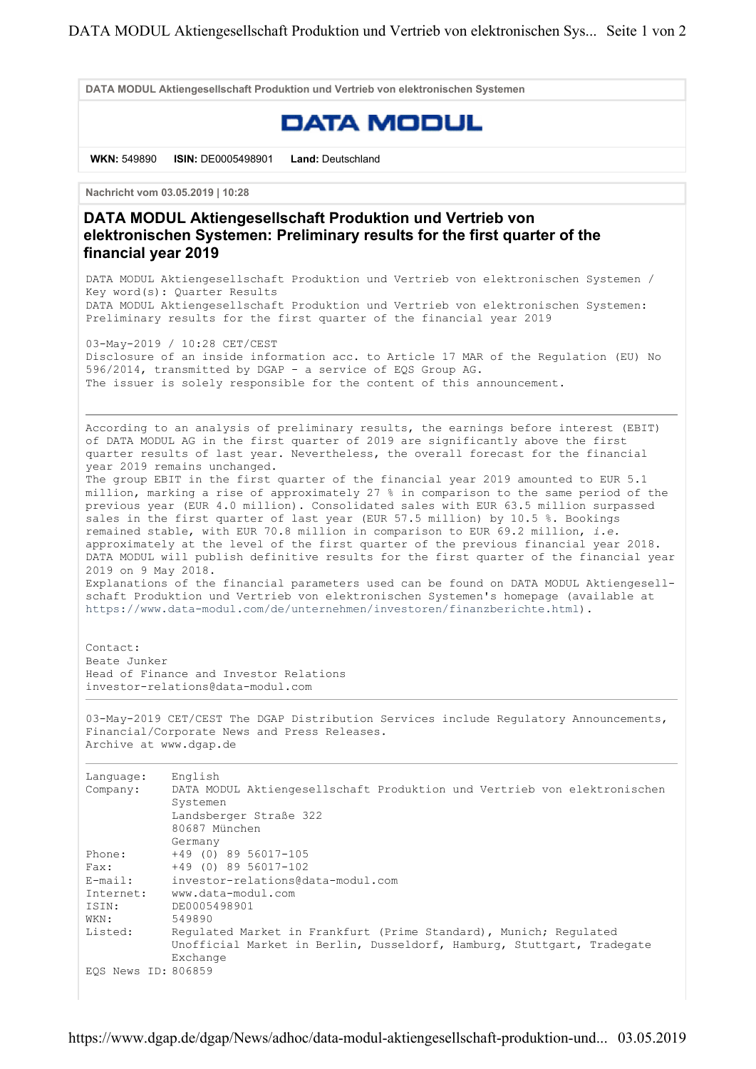DATA MODUL Aktiengesellschaft Produktion und Vertrieb von elektronischen Systemen

DATA MODUL

**WKN:** 549890 **ISIN:** DE0005498901 **Land:** Deutschland

**Nachricht vom 03.05.2019 | 10:28**

## DATA MODUL Aktiengesellschaft Produktion und Vertrieb von elektronischen Systemen: Preliminary results for the first quarter of the financial year 2019

DATA MODUL Aktiengesellschaft Produktion und Vertrieb von elektronischen Systemen / Key word(s): Quarter Results
DATA MODUL Aktiengesellschaft Produktion und Vertrieb von elektronischen Systemen: Preliminary results for the first quarter of the financial year 2019

03-May-2019 / 10:28 CET/CEST
Disclosure of an inside information acc. to Article 17 MAR of the Regulation (EU) No 596/2014, transmitted by DGAP - a service of EQS Group AG.
The issuer is solely responsible for the content of this announcement.

---

According to an analysis of preliminary results, the earnings before interest (EBIT) of DATA MODUL AG in the first quarter of 2019 are significantly above the first quarter results of last year. Nevertheless, the overall forecast for the financial year 2019 remains unchanged.
The group EBIT in the first quarter of the financial year 2019 amounted to EUR 5.1 million, marking a rise of approximately 27 % in comparison to the same period of the previous year (EUR 4.0 million). Consolidated sales with EUR 63.5 million surpassed sales in the first quarter of last year (EUR 57.5 million) by 10.5 %. Bookings remained stable, with EUR 70.8 million in comparison to EUR 69.2 million, *i.e.* approximately at the level of the first quarter of the previous financial year 2018.
DATA MODUL will publish definitive results for the first quarter of the financial year 2019 on 9 May 2018.
Explanations of the financial parameters used can be found on DATA MODUL Aktiengesellschaft Produktion und Vertrieb von elektronischen Systemen's homepage (available at https://www.data-modul.com/de/unternehmen/investoren/finanzberichte.html).

Contact:
Beate Junker
Head of Finance and Investor Relations
investor-relations@data-modul.com

---

03-May-2019 CET/CEST The DGAP Distribution Services include Regulatory Announcements, Financial/Corporate News and Press Releases.
Archive at www.dgap.de

---

| | |
|---|---|
| Language: | English |
| Company: | DATA MODUL Aktiengesellschaft Produktion und Vertrieb von elektronischen Systemen<br>Landsberger Straße 322<br>80687 München<br>Germany |
| Phone: | +49 (0) 89 56017-105 |
| Fax: | +49 (0) 89 56017-102 |
| E-mail: | investor-relations@data-modul.com |
| Internet: | www.data-modul.com |
| ISIN: | DE0005498901 |
| WKN: | 549890 |
| Listed: | Regulated Market in Frankfurt (Prime Standard), Munich; Regulated Unofficial Market in Berlin, Dusseldorf, Hamburg, Stuttgart, Tradegate Exchange |
| EQS News ID: | 806859 |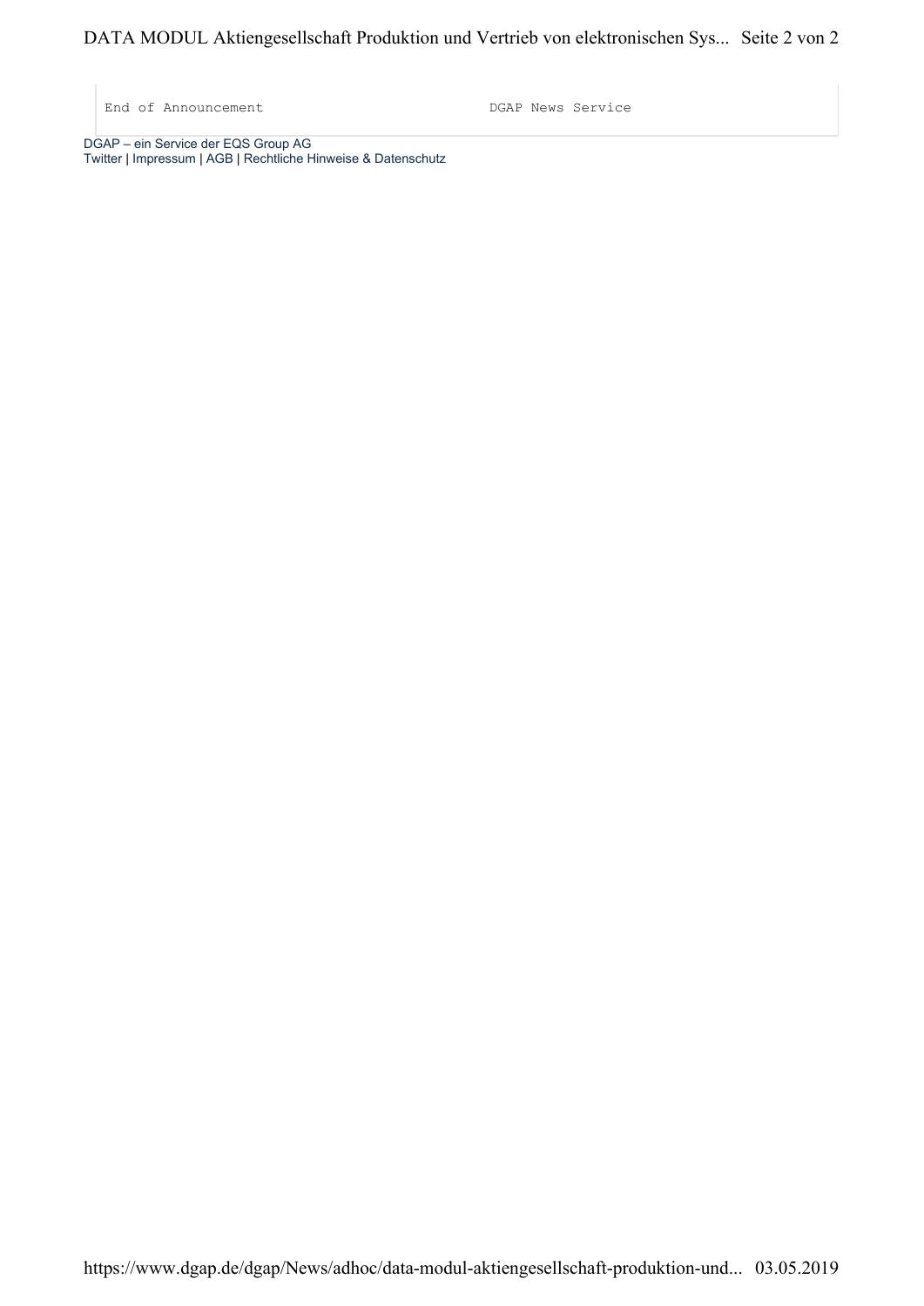```
End of Announcement                              DGAP News Service
```

DGAP – ein Service der EQS Group AG
Twitter | Impressum | AGB | Rechtliche Hinweise & Datenschutz